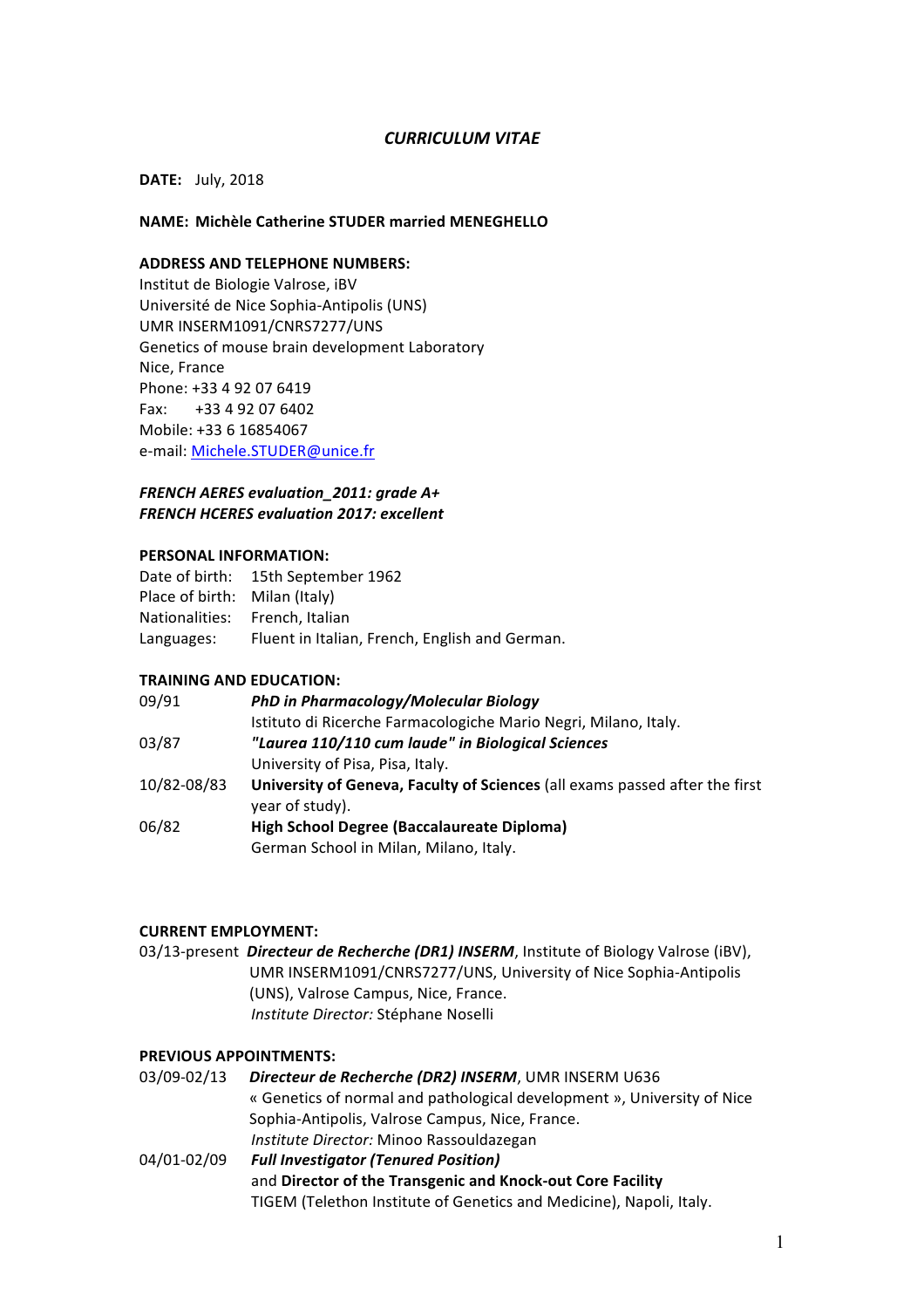# *CURRICULUM VITAE*

**DATE:** July, 2018

**NAME: Michèle Catherine STUDER married MENEGHELLO**

**ADDRESS AND TELEPHONE NUMBERS:**
Institut de Biologie Valrose, iBV
Université de Nice Sophia-Antipolis (UNS)
UMR INSERM1091/CNRS7277/UNS
Genetics of mouse brain development Laboratory
Nice, France
Phone: +33 4 92 07 6419
Fax: +33 4 92 07 6402
Mobile: +33 6 16854067
e-mail: Michele.STUDER@unice.fr

***FRENCH AERES evaluation_2011: grade A+***
***FRENCH HCERES evaluation 2017: excellent***

**PERSONAL INFORMATION:**

| | |
|---|---|
| Date of birth: | 15th September 1962 |
| Place of birth: | Milan (Italy) |
| Nationalities: | French, Italian |
| Languages: | Fluent in Italian, French, English and German. |

**TRAINING AND EDUCATION:**

| | |
|---|---|
| 09/91 | ***PhD in Pharmacology/Molecular Biology***<br>Istituto di Ricerche Farmacologiche Mario Negri, Milano, Italy. |
| 03/87 | ***"Laurea 110/110 cum laude" in Biological Sciences***<br>University of Pisa, Pisa, Italy. |
| 10/82-08/83 | **University of Geneva, Faculty of Sciences** (all exams passed after the first year of study). |
| 06/82 | **High School Degree (Baccalaureate Diploma)**<br>German School in Milan, Milano, Italy. |

**CURRENT EMPLOYMENT:**

| | |
|---|---|
| 03/13-present | ***Directeur de Recherche (DR1) INSERM***, Institute of Biology Valrose (iBV), UMR INSERM1091/CNRS7277/UNS, University of Nice Sophia-Antipolis (UNS), Valrose Campus, Nice, France.<br>*Institute Director:* Stéphane Noselli |

**PREVIOUS APPOINTMENTS:**

| | |
|---|---|
| 03/09-02/13 | ***Directeur de Recherche (DR2) INSERM***, UMR INSERM U636 « Genetics of normal and pathological development », University of Nice Sophia-Antipolis, Valrose Campus, Nice, France.<br>*Institute Director:* Minoo Rassouldazegan |
| 04/01-02/09 | ***Full Investigator (Tenured Position)*** and **Director of the Transgenic and Knock-out Core Facility**<br>TIGEM (Telethon Institute of Genetics and Medicine), Napoli, Italy. |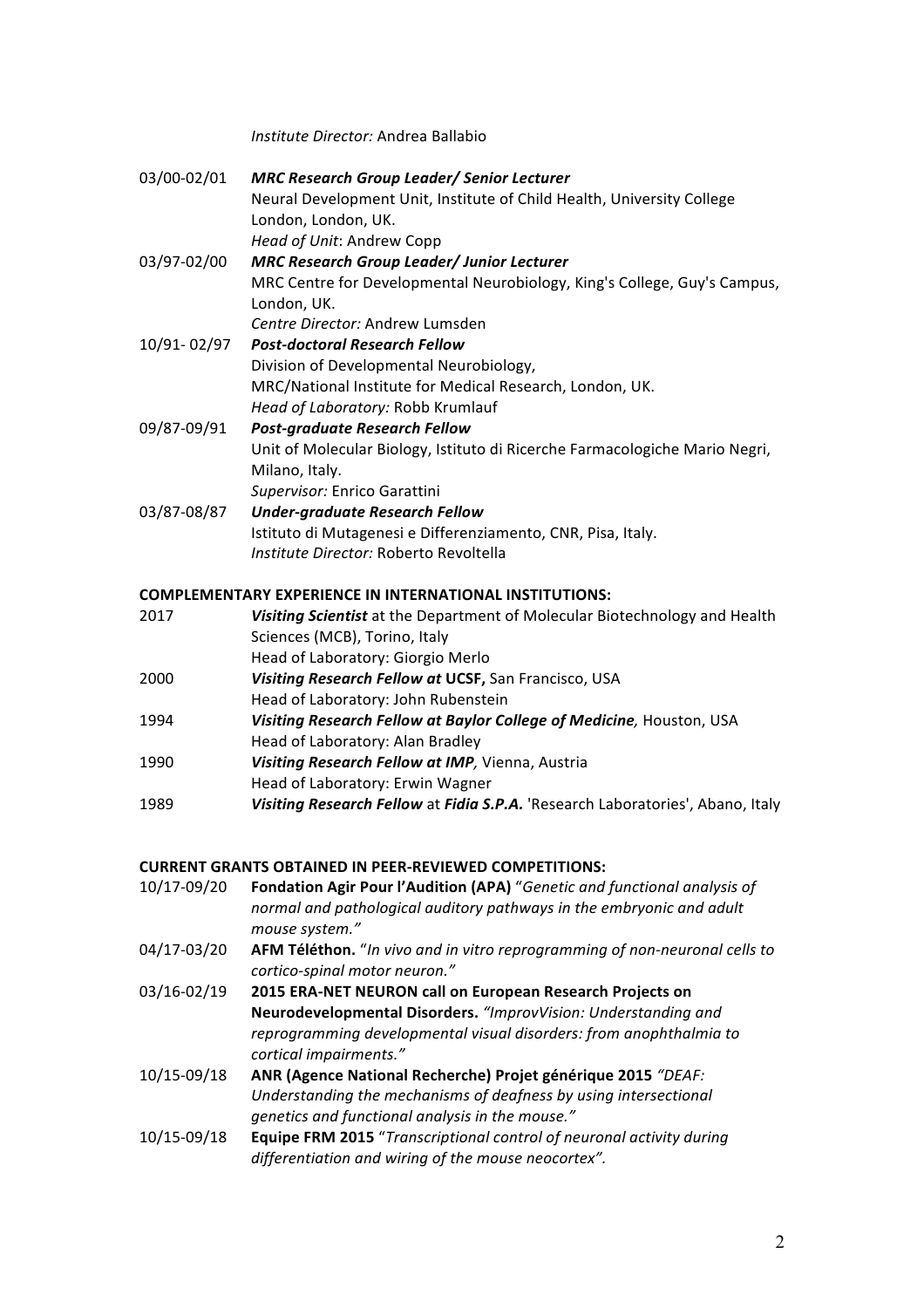*Institute Director:* Andrea Ballabio

03/00-02/01 ***MRC Research Group Leader/ Senior Lecturer***
Neural Development Unit, Institute of Child Health, University College London, London, UK.
*Head of Unit*: Andrew Copp

03/97-02/00 ***MRC Research Group Leader/ Junior Lecturer***
MRC Centre for Developmental Neurobiology, King's College, Guy's Campus, London, UK.
*Centre Director:* Andrew Lumsden

10/91- 02/97 ***Post-doctoral Research Fellow***
Division of Developmental Neurobiology,
MRC/National Institute for Medical Research, London, UK.
*Head of Laboratory:* Robb Krumlauf

09/87-09/91 ***Post-graduate Research Fellow***
Unit of Molecular Biology, Istituto di Ricerche Farmacologiche Mario Negri, Milano, Italy.
*Supervisor:* Enrico Garattini

03/87-08/87 ***Under-graduate Research Fellow***
Istituto di Mutagenesi e Differenziamento, CNR, Pisa, Italy.
*Institute Director:* Roberto Revoltella

**COMPLEMENTARY EXPERIENCE IN INTERNATIONAL INSTITUTIONS:**

2017 ***Visiting Scientist*** at the Department of Molecular Biotechnology and Health Sciences (MCB), Torino, Italy
Head of Laboratory: Giorgio Merlo

2000 ***Visiting Research Fellow at* UCSF,** San Francisco, USA
Head of Laboratory: John Rubenstein

1994 ***Visiting Research Fellow at Baylor College of Medicine,*** Houston, USA
Head of Laboratory: Alan Bradley

1990 ***Visiting Research Fellow at IMP,*** Vienna, Austria
Head of Laboratory: Erwin Wagner

1989 ***Visiting Research Fellow*** at ***Fidia S.P.A.*** 'Research Laboratories', Abano, Italy

**CURRENT GRANTS OBTAINED IN PEER-REVIEWED COMPETITIONS:**

10/17-09/20 **Fondation Agir Pour l'Audition (APA)** "*Genetic and functional analysis of normal and pathological auditory pathways in the embryonic and adult mouse system.*"

04/17-03/20 **AFM Téléthon.** "*In vivo and in vitro reprogramming of non-neuronal cells to cortico-spinal motor neuron.*"

03/16-02/19 **2015 ERA-NET NEURON call on European Research Projects on Neurodevelopmental Disorders.** *"ImprovVision: Understanding and reprogramming developmental visual disorders: from anophthalmia to cortical impairments."*

10/15-09/18 **ANR (Agence National Recherche) Projet générique 2015** *"DEAF: Understanding the mechanisms of deafness by using intersectional genetics and functional analysis in the mouse."*

10/15-09/18 **Equipe FRM 2015** "*Transcriptional control of neuronal activity during differentiation and wiring of the mouse neocortex".*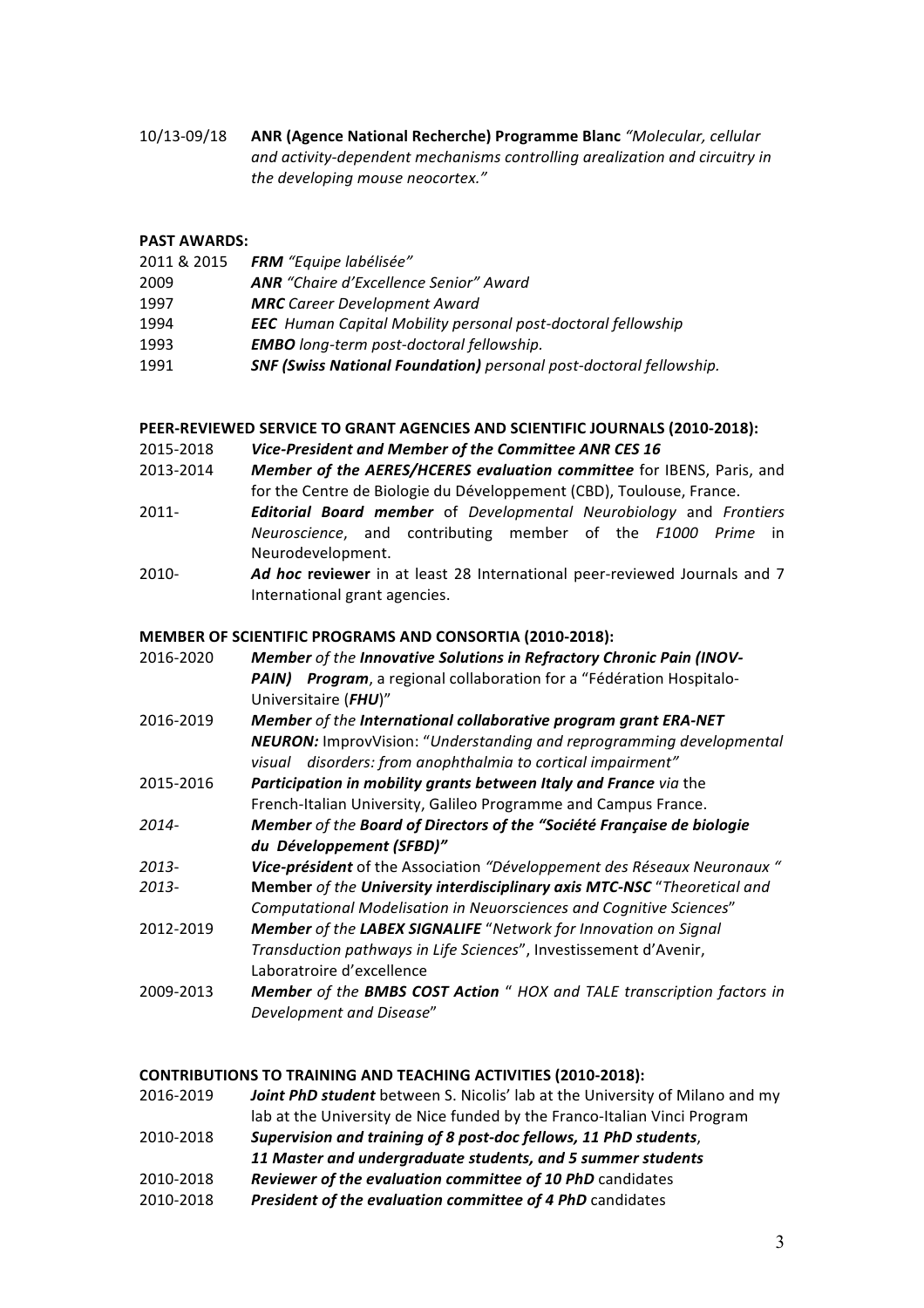10/13-09/18 **ANR (Agence National Recherche) Programme Blanc** *"Molecular, cellular and activity-dependent mechanisms controlling arealization and circuitry in the developing mouse neocortex."*

**PAST AWARDS:**

| | |
|---|---|
| 2011 & 2015 | ***FRM*** *"Equipe labélisée"* |
| 2009 | ***ANR*** *"Chaire d'Excellence Senior" Award* |
| 1997 | ***MRC*** *Career Development Award* |
| 1994 | ***EEC*** *Human Capital Mobility personal post-doctoral fellowship* |
| 1993 | ***EMBO*** *long-term post-doctoral fellowship.* |
| 1991 | ***SNF (Swiss National Foundation)*** *personal post-doctoral fellowship.* |

**PEER-REVIEWED SERVICE TO GRANT AGENCIES AND SCIENTIFIC JOURNALS (2010-2018):**

| | |
|---|---|
| 2015-2018 | ***Vice-President and Member of the Committee ANR CES 16*** |
| 2013-2014 | ***Member of the AERES/HCERES evaluation committee*** for IBENS, Paris, and for the Centre de Biologie du Développement (CBD), Toulouse, France. |
| 2011- | ***Editorial Board member*** of *Developmental Neurobiology* and *Frontiers Neuroscience*, and contributing member of the *F1000 Prime* in Neurodevelopment. |
| 2010- | ***Ad hoc* reviewer** in at least 28 International peer-reviewed Journals and 7 International grant agencies. |

**MEMBER OF SCIENTIFIC PROGRAMS AND CONSORTIA (2010-2018):**

| | |
|---|---|
| 2016-2020 | ***Member*** *of the* ***Innovative Solutions in Refractory Chronic Pain (INOV-PAIN) Program***, a regional collaboration for a "Fédération Hospitalo-Universitaire (***FHU***)" |
| 2016-2019 | ***Member*** *of the* ***International collaborative program grant ERA-NET NEURON:*** ImprovVision: "*Understanding and reprogramming developmental visual disorders: from anophthalmia to cortical impairment"* |
| 2015-2016 | ***Participation in mobility grants between Italy and France*** *via* the French-Italian University, Galileo Programme and Campus France. |
| *2014-* | ***Member*** *of the* ***Board of Directors of the "Société Française de biologie du Développement (SFBD)"*** |
| *2013-* | ***Vice-président*** of the Association *"Développement des Réseaux Neuronaux "* |
| *2013-* | **Member** *of the* ***University interdisciplinary axis MTC-NSC*** "*Theoretical and Computational Modelisation in Neuorsciences and Cognitive Sciences*" |
| 2012-2019 | ***Member*** *of the* ***LABEX SIGNALIFE*** "*Network for Innovation on Signal Transduction pathways in Life Sciences*", Investissement d'Avenir, Laboratroire d'excellence |
| 2009-2013 | ***Member*** *of the* ***BMBS COST Action*** " *HOX and TALE transcription factors in Development and Disease*" |

**CONTRIBUTIONS TO TRAINING AND TEACHING ACTIVITIES (2010-2018):**

| | |
|---|---|
| 2016-2019 | ***Joint PhD student*** between S. Nicolis' lab at the University of Milano and my lab at the University de Nice funded by the Franco-Italian Vinci Program |
| 2010-2018 | ***Supervision and training of 8 post-doc fellows, 11 PhD students, 11 Master and undergraduate students, and 5 summer students*** |
| 2010-2018 | ***Reviewer of the evaluation committee of 10 PhD*** candidates |
| 2010-2018 | ***President of the evaluation committee of 4 PhD*** candidates |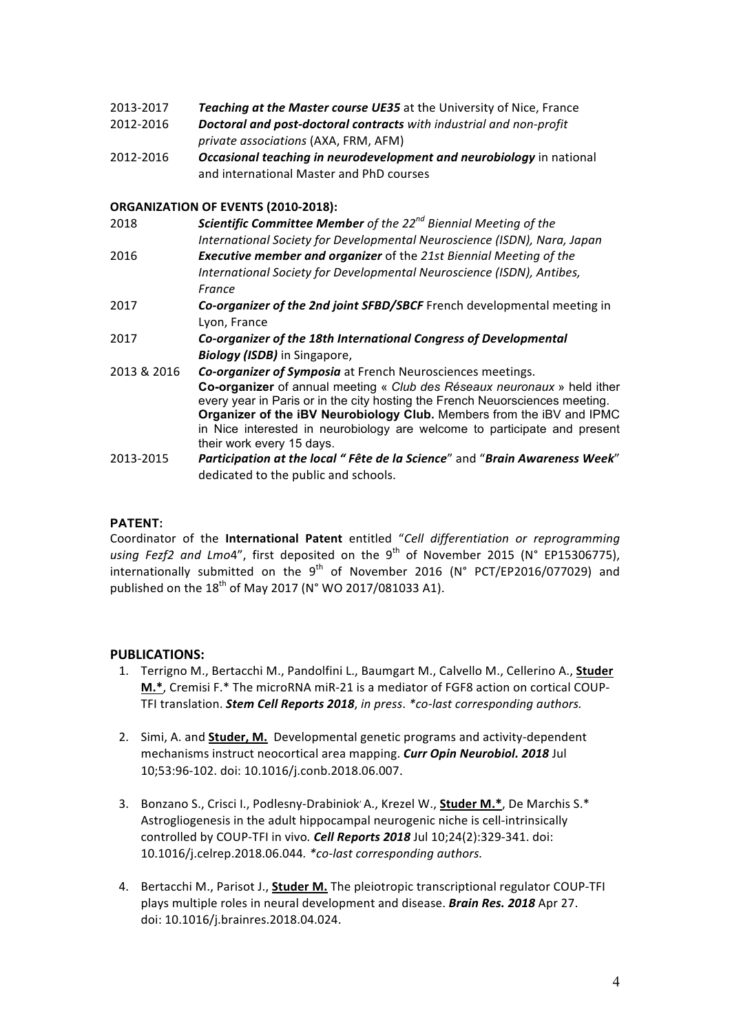2013-2017 ***Teaching at the Master course UE35*** at the University of Nice, France

2012-2016 ***Doctoral and post-doctoral contracts*** *with industrial and non-profit private associations* (AXA, FRM, AFM)

2012-2016 ***Occasional teaching in neurodevelopment and neurobiology*** in national and international Master and PhD courses

**ORGANIZATION OF EVENTS (2010-2018):**

2018 ***Scientific Committee Member*** *of the 22nd Biennial Meeting of the International Society for Developmental Neuroscience (ISDN), Nara, Japan*

2016 ***Executive member and organizer*** *of the 21st Biennial Meeting of the International Society for Developmental Neuroscience (ISDN), Antibes, France*

2017 ***Co-organizer of the 2nd joint SFBD/SBCF*** French developmental meeting in Lyon, France

2017 ***Co-organizer of the 18th International Congress of Developmental Biology (ISDB)*** in Singapore,

2013 & 2016 ***Co-organizer of Symposia*** at French Neurosciences meetings.
**Co-organizer** of annual meeting « *Club des Réseaux neuronaux* » held ither every year in Paris or in the city hosting the French Neuorsciences meeting.
**Organizer of the iBV Neurobiology Club.** Members from the iBV and IPMC in Nice interested in neurobiology are welcome to participate and present their work every 15 days.

2013-2015 ***Participation at the local " Fête de la Science*** " and " ***Brain Awareness Week*** " dedicated to the public and schools.

**PATENT:**

Coordinator of the **International Patent** entitled "*Cell differentiation or reprogramming using Fezf2 and Lmo4*", first deposited on the 9th of November 2015 (N° EP15306775), internationally submitted on the 9th of November 2016 (N° PCT/EP2016/077029) and published on the 18th of May 2017 (N° WO 2017/081033 A1).

**PUBLICATIONS:**

1. Terrigno M., Bertacchi M., Pandolfini L., Baumgart M., Calvello M., Cellerino A., **Studer M.***, Cremisi F.* The microRNA miR-21 is a mediator of FGF8 action on cortical COUP-TFI translation. ***Stem Cell Reports 2018***, *in press*. *\*co-last corresponding authors.*

2. Simi, A. and **Studer, M.** Developmental genetic programs and activity-dependent mechanisms instruct neocortical area mapping. ***Curr Opin Neurobiol. 2018*** Jul 10;53:96-102. doi: 10.1016/j.conb.2018.06.007.

3. Bonzano S., Crisci I., Podlesny-Drabiniok A., Krezel W., **Studer M.***, De Marchis S.* Astrogliogenesis in the adult hippocampal neurogenic niche is cell-intrinsically controlled by COUP-TFI in vivo. ***Cell Reports 2018*** Jul 10;24(2):329-341. doi: 10.1016/j.celrep.2018.06.044. *\*co-last corresponding authors.*

4. Bertacchi M., Parisot J., **Studer M.** The pleiotropic transcriptional regulator COUP-TFI plays multiple roles in neural development and disease. ***Brain Res. 2018*** Apr 27. doi: 10.1016/j.brainres.2018.04.024.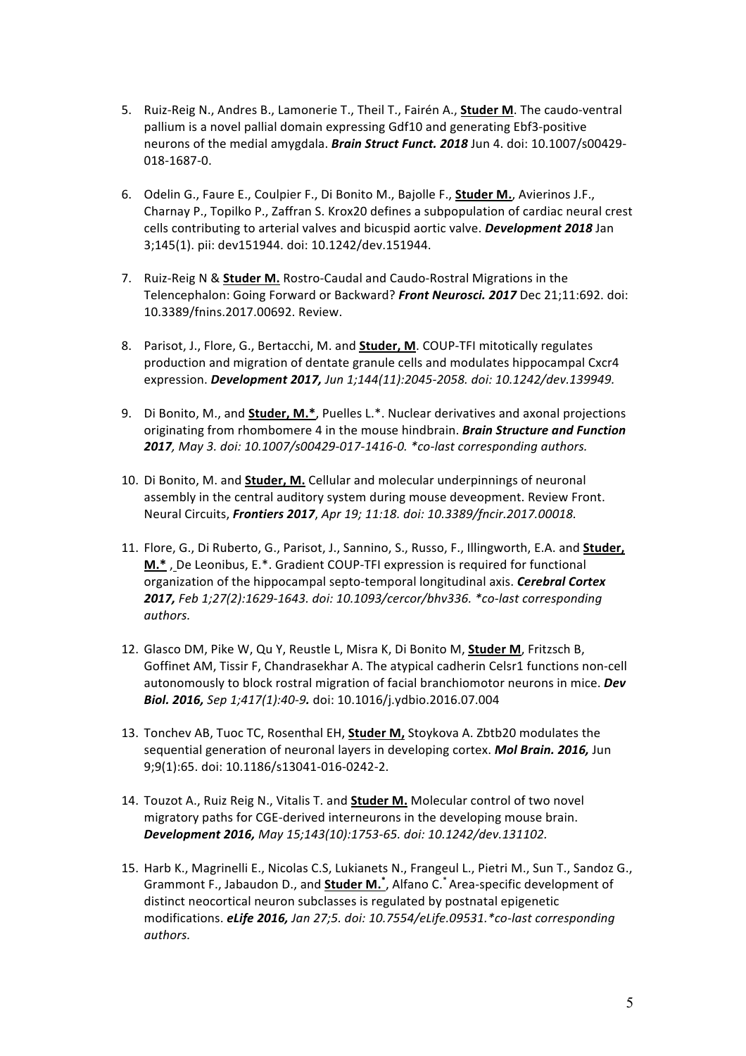5. Ruiz-Reig N., Andres B., Lamonerie T., Theil T., Fairén A., **Studer M**. The caudo-ventral pallium is a novel pallial domain expressing Gdf10 and generating Ebf3-positive neurons of the medial amygdala. ***Brain Struct Funct. 2018*** Jun 4. doi: 10.1007/s00429-018-1687-0.

6. Odelin G., Faure E., Coulpier F., Di Bonito M., Bajolle F., **Studer M.**, Avierinos J.F., Charnay P., Topilko P., Zaffran S. Krox20 defines a subpopulation of cardiac neural crest cells contributing to arterial valves and bicuspid aortic valve. ***Development 2018*** Jan 3;145(1). pii: dev151944. doi: 10.1242/dev.151944.

7. Ruiz-Reig N & **Studer M.** Rostro-Caudal and Caudo-Rostral Migrations in the Telencephalon: Going Forward or Backward? ***Front Neurosci. 2017*** Dec 21;11:692. doi: 10.3389/fnins.2017.00692. Review.

8. Parisot, J., Flore, G., Bertacchi, M. and **Studer, M**. COUP-TFI mitotically regulates production and migration of dentate granule cells and modulates hippocampal Cxcr4 expression. ***Development 2017,*** *Jun 1;144(11):2045-2058. doi: 10.1242/dev.139949.*

9. Di Bonito, M., and **Studer, M.***, Puelles L.*. Nuclear derivatives and axonal projections originating from rhombomere 4 in the mouse hindbrain. ***Brain Structure and Function 2017****, May 3. doi: 10.1007/s00429-017-1416-0. *co-last corresponding authors.*

10. Di Bonito, M. and **Studer, M.** Cellular and molecular underpinnings of neuronal assembly in the central auditory system during mouse deveopment. Review Front. Neural Circuits, ***Frontiers 2017****, Apr 19; 11:18. doi: 10.3389/fncir.2017.00018.*

11. Flore, G., Di Ruberto, G., Parisot, J., Sannino, S., Russo, F., Illingworth, E.A. and **Studer, M.*** , De Leonibus, E.*. Gradient COUP-TFI expression is required for functional organization of the hippocampal septo-temporal longitudinal axis. ***Cerebral Cortex 2017,*** *Feb 1;27(2):1629-1643. doi: 10.1093/cercor/bhv336. *co-last corresponding authors.*

12. Glasco DM, Pike W, Qu Y, Reustle L, Misra K, Di Bonito M, **Studer M**, Fritzsch B, Goffinet AM, Tissir F, Chandrasekhar A. The atypical cadherin Celsr1 functions non-cell autonomously to block rostral migration of facial branchiomotor neurons in mice. ***Dev Biol. 2016,*** *Sep 1;417(1):40-9.* doi: 10.1016/j.ydbio.2016.07.004

13. Tonchev AB, Tuoc TC, Rosenthal EH, **Studer M,** Stoykova A. Zbtb20 modulates the sequential generation of neuronal layers in developing cortex. ***Mol Brain. 2016,*** Jun 9;9(1):65. doi: 10.1186/s13041-016-0242-2.

14. Touzot A., Ruiz Reig N., Vitalis T. and **Studer M.** Molecular control of two novel migratory paths for CGE-derived interneurons in the developing mouse brain. ***Development 2016,*** *May 15;143(10):1753-65. doi: 10.1242/dev.131102.*

15. Harb K., Magrinelli E., Nicolas C.S, Lukianets N., Frangeul L., Pietri M., Sun T., Sandoz G., Grammont F., Jabaudon D., and **Studer M.***, Alfano C.* Area-specific development of distinct neocortical neuron subclasses is regulated by postnatal epigenetic modifications. ***eLife 2016,*** *Jan 27;5. doi: 10.7554/eLife.09531.*co-last corresponding authors.*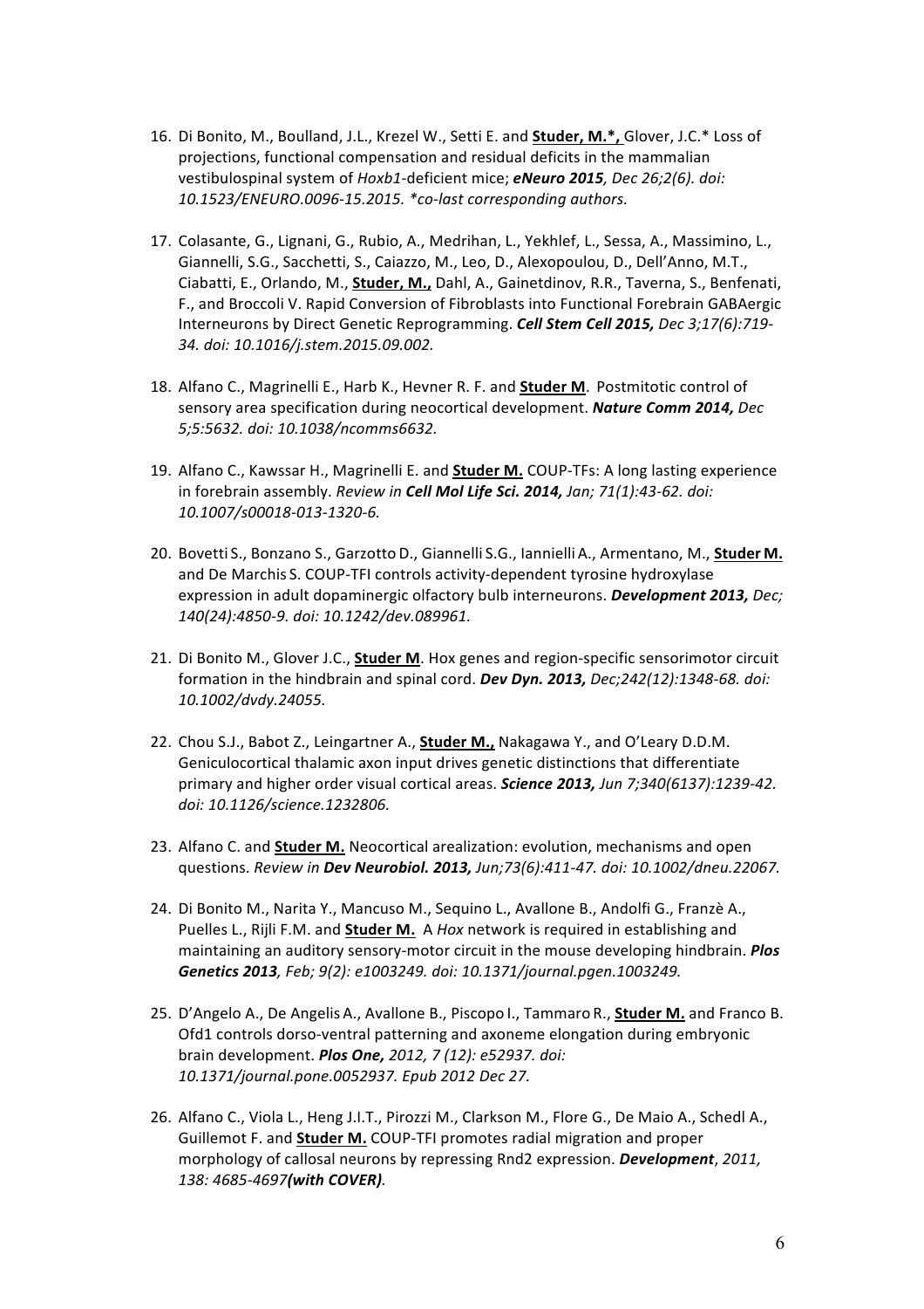16. Di Bonito, M., Boulland, J.L., Krezel W., Setti E. and **Studer, M.***, Glover, J.C.* Loss of projections, functional compensation and residual deficits in the mammalian vestibulospinal system of *Hoxb1*-deficient mice; ***eNeuro 2015****, Dec 26;2(6). doi: 10.1523/ENEURO.0096-15.2015. *co-last corresponding authors.*

17. Colasante, G., Lignani, G., Rubio, A., Medrihan, L., Yekhlef, L., Sessa, A., Massimino, L., Giannelli, S.G., Sacchetti, S., Caiazzo, M., Leo, D., Alexopoulou, D., Dell'Anno, M.T., Ciabatti, E., Orlando, M., **Studer, M.,** Dahl, A., Gainetdinov, R.R., Taverna, S., Benfenati, F., and Broccoli V. Rapid Conversion of Fibroblasts into Functional Forebrain GABAergic Interneurons by Direct Genetic Reprogramming. ***Cell Stem Cell 2015,*** *Dec 3;17(6):719-34. doi: 10.1016/j.stem.2015.09.002.*

18. Alfano C., Magrinelli E., Harb K., Hevner R. F. and **Studer M**. Postmitotic control of sensory area specification during neocortical development. ***Nature Comm 2014,*** *Dec 5;5:5632. doi: 10.1038/ncomms6632.*

19. Alfano C., Kawssar H., Magrinelli E. and **Studer M.** COUP-TFs: A long lasting experience in forebrain assembly. *Review in* ***Cell Mol Life Sci. 2014,*** *Jan; 71(1):43-62. doi: 10.1007/s00018-013-1320-6.*

20. Bovetti S., Bonzano S., Garzotto D., Giannelli S.G., Iannielli A., Armentano, M., **Studer M.** and De Marchis S. COUP-TFI controls activity-dependent tyrosine hydroxylase expression in adult dopaminergic olfactory bulb interneurons. ***Development 2013,*** *Dec; 140(24):4850-9. doi: 10.1242/dev.089961.*

21. Di Bonito M., Glover J.C., **Studer M**. Hox genes and region-specific sensorimotor circuit formation in the hindbrain and spinal cord. ***Dev Dyn. 2013,*** *Dec;242(12):1348-68. doi: 10.1002/dvdy.24055.*

22. Chou S.J., Babot Z., Leingartner A., **Studer M.,** Nakagawa Y., and O'Leary D.D.M. Geniculocortical thalamic axon input drives genetic distinctions that differentiate primary and higher order visual cortical areas. ***Science 2013,*** *Jun 7;340(6137):1239-42. doi: 10.1126/science.1232806.*

23. Alfano C. and **Studer M.** Neocortical arealization: evolution, mechanisms and open questions. *Review in* ***Dev Neurobiol. 2013,*** *Jun;73(6):411-47. doi: 10.1002/dneu.22067.*

24. Di Bonito M., Narita Y., Mancuso M., Sequino L., Avallone B., Andolfi G., Franzè A., Puelles L., Rijli F.M. and **Studer M.** A *Hox* network is required in establishing and maintaining an auditory sensory-motor circuit in the mouse developing hindbrain. ***Plos Genetics 2013****, Feb; 9(2): e1003249. doi: 10.1371/journal.pgen.1003249.*

25. D'Angelo A., De Angelis A., Avallone B., Piscopo I., Tammaro R., **Studer M.** and Franco B. Ofd1 controls dorso-ventral patterning and axoneme elongation during embryonic brain development. ***Plos One,*** *2012, 7 (12): e52937. doi: 10.1371/journal.pone.0052937. Epub 2012 Dec 27.*

26. Alfano C., Viola L., Heng J.I.T., Pirozzi M., Clarkson M., Flore G., De Maio A., Schedl A., Guillemot F. and **Studer M.** COUP-TFI promotes radial migration and proper morphology of callosal neurons by repressing Rnd2 expression. ***Development****, 2011, 138: 4685-4697****(with COVER)****.*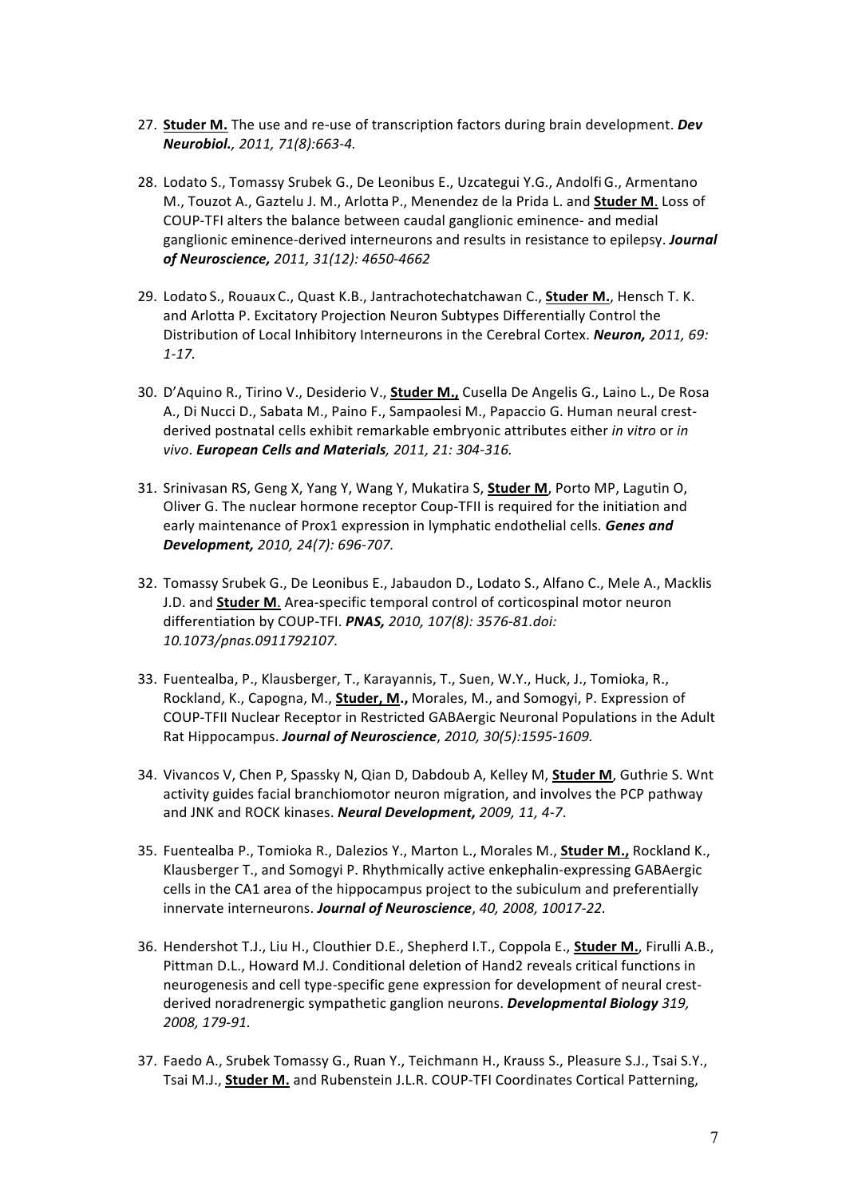27. **Studer M.** The use and re-use of transcription factors during brain development. ***Dev Neurobiol.****, 2011, 71(8):663-4.*

28. Lodato S., Tomassy Srubek G., De Leonibus E., Uzcategui Y.G., Andolfi G., Armentano M., Touzot A., Gaztelu J. M., Arlotta P., Menendez de la Prida L. and **Studer M**. Loss of COUP-TFI alters the balance between caudal ganglionic eminence- and medial ganglionic eminence-derived interneurons and results in resistance to epilepsy. ***Journal of Neuroscience,*** *2011, 31(12): 4650-4662*

29. Lodato S., Rouaux C., Quast K.B., Jantrachotechatchawan C., **Studer M.**, Hensch T. K. and Arlotta P. Excitatory Projection Neuron Subtypes Differentially Control the Distribution of Local Inhibitory Interneurons in the Cerebral Cortex. ***Neuron,*** *2011, 69: 1-17.*

30. D'Aquino R., Tirino V., Desiderio V., **Studer M.,** Cusella De Angelis G., Laino L., De Rosa A., Di Nucci D., Sabata M., Paino F., Sampaolesi M., Papaccio G. Human neural crest-derived postnatal cells exhibit remarkable embryonic attributes either *in vitro* or *in vivo*. ***European Cells and Materials****, 2011, 21: 304-316.*

31. Srinivasan RS, Geng X, Yang Y, Wang Y, Mukatira S, **Studer M**, Porto MP, Lagutin O, Oliver G. The nuclear hormone receptor Coup-TFII is required for the initiation and early maintenance of Prox1 expression in lymphatic endothelial cells. ***Genes and Development,*** *2010, 24(7): 696-707.*

32. Tomassy Srubek G., De Leonibus E., Jabaudon D., Lodato S., Alfano C., Mele A., Macklis J.D. and **Studer M.** Area-specific temporal control of corticospinal motor neuron differentiation by COUP-TFI. ***PNAS,*** *2010, 107(8): 3576-81.doi: 10.1073/pnas.0911792107.*

33. Fuentealba, P., Klausberger, T., Karayannis, T., Suen, W.Y., Huck, J., Tomioka, R., Rockland, K., Capogna, M., **Studer, M.,** Morales, M., and Somogyi, P. Expression of COUP-TFII Nuclear Receptor in Restricted GABAergic Neuronal Populations in the Adult Rat Hippocampus. ***Journal of Neuroscience***, *2010, 30(5):1595-1609.*

34. Vivancos V, Chen P, Spassky N, Qian D, Dabdoub A, Kelley M, **Studer M**, Guthrie S. Wnt activity guides facial branchiomotor neuron migration, and involves the PCP pathway and JNK and ROCK kinases. ***Neural Development,*** *2009, 11, 4-7*.

35. Fuentealba P., Tomioka R., Dalezios Y., Marton L., Morales M., **Studer M.,** Rockland K., Klausberger T., and Somogyi P. Rhythmically active enkephalin-expressing GABAergic cells in the CA1 area of the hippocampus project to the subiculum and preferentially innervate interneurons. ***Journal of Neuroscience***, *40, 2008, 10017-22*.

36. Hendershot T.J., Liu H., Clouthier D.E., Shepherd I.T., Coppola E., **Studer M.**, Firulli A.B., Pittman D.L., Howard M.J. Conditional deletion of Hand2 reveals critical functions in neurogenesis and cell type-specific gene expression for development of neural crest-derived noradrenergic sympathetic ganglion neurons. ***Developmental Biology*** *319, 2008, 179-91.*

37. Faedo A., Srubek Tomassy G., Ruan Y., Teichmann H., Krauss S., Pleasure S.J., Tsai S.Y., Tsai M.J., **Studer M.** and Rubenstein J.L.R. COUP-TFI Coordinates Cortical Patterning,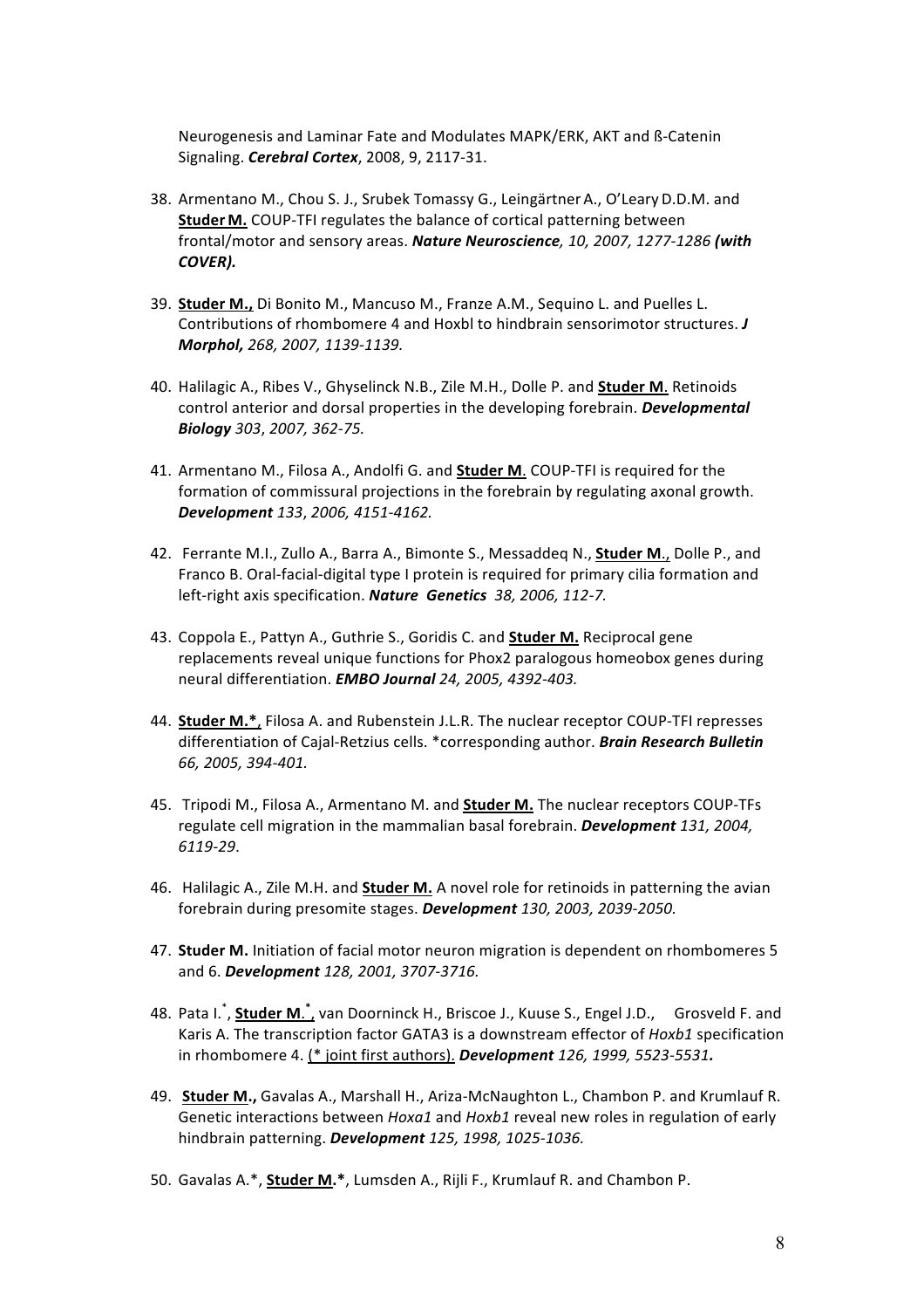Neurogenesis and Laminar Fate and Modulates MAPK/ERK, AKT and ß-Catenin Signaling. ***Cerebral Cortex***, 2008, 9, 2117-31.

38. Armentano M., Chou S. J., Srubek Tomassy G., Leingärtner A., O'Leary D.D.M. and **Studer M.** COUP-TFI regulates the balance of cortical patterning between frontal/motor and sensory areas. ***Nature Neuroscience**, 10, 2007, 1277-1286* ***(with COVER).***

39. **Studer M.,** Di Bonito M., Mancuso M., Franze A.M., Sequino L. and Puelles L. Contributions of rhombomere 4 and Hoxbl to hindbrain sensorimotor structures. ***J Morphol**, 268, 2007, 1139-1139.*

40. Halilagic A., Ribes V., Ghyselinck N.B., Zile M.H., Dolle P. and **Studer M**. Retinoids control anterior and dorsal properties in the developing forebrain. ***Developmental Biology*** *303*, *2007, 362-75.*

41. Armentano M., Filosa A., Andolfi G. and **Studer M**. COUP-TFI is required for the formation of commissural projections in the forebrain by regulating axonal growth. ***Development*** *133*, *2006, 4151-4162.*

42. Ferrante M.I., Zullo A., Barra A., Bimonte S., Messaddeq N., **Studer M**., Dolle P., and Franco B. Oral-facial-digital type I protein is required for primary cilia formation and left-right axis specification. ***Nature Genetics*** *38, 2006, 112-7.*

43. Coppola E., Pattyn A., Guthrie S., Goridis C. and **Studer M.** Reciprocal gene replacements reveal unique functions for Phox2 paralogous homeobox genes during neural differentiation. ***EMBO Journal*** *24, 2005, 4392-403.*

44. **Studer M.***, Filosa A. and Rubenstein J.L.R. The nuclear receptor COUP-TFI represses differentiation of Cajal-Retzius cells. *corresponding author. ***Brain Research Bulletin*** *66, 2005, 394-401.*

45. Tripodi M., Filosa A., Armentano M. and **Studer M.** The nuclear receptors COUP-TFs regulate cell migration in the mammalian basal forebrain. ***Development*** *131, 2004, 6119-29*.

46. Halilagic A., Zile M.H. and **Studer M.** A novel role for retinoids in patterning the avian forebrain during presomite stages. ***Development*** *130, 2003, 2039-2050.*

47. **Studer M.** Initiation of facial motor neuron migration is dependent on rhombomeres 5 and 6. ***Development*** *128, 2001, 3707-3716.*

48. Pata I.*, **Studer M.***, van Doorninck H., Briscoe J., Kuuse S., Engel J.D., Grosveld F. and Karis A. The transcription factor GATA3 is a downstream effector of *Hoxb1* specification in rhombomere 4. (* joint first authors). ***Development*** *126, 1999, 5523-5531.*

49. **Studer M.,** Gavalas A., Marshall H., Ariza-McNaughton L., Chambon P. and Krumlauf R. Genetic interactions between *Hoxa1* and *Hoxb1* reveal new roles in regulation of early hindbrain patterning. ***Development*** *125, 1998, 1025-1036.*

50. Gavalas A.*, **Studer M.***, Lumsden A., Rijli F., Krumlauf R. and Chambon P.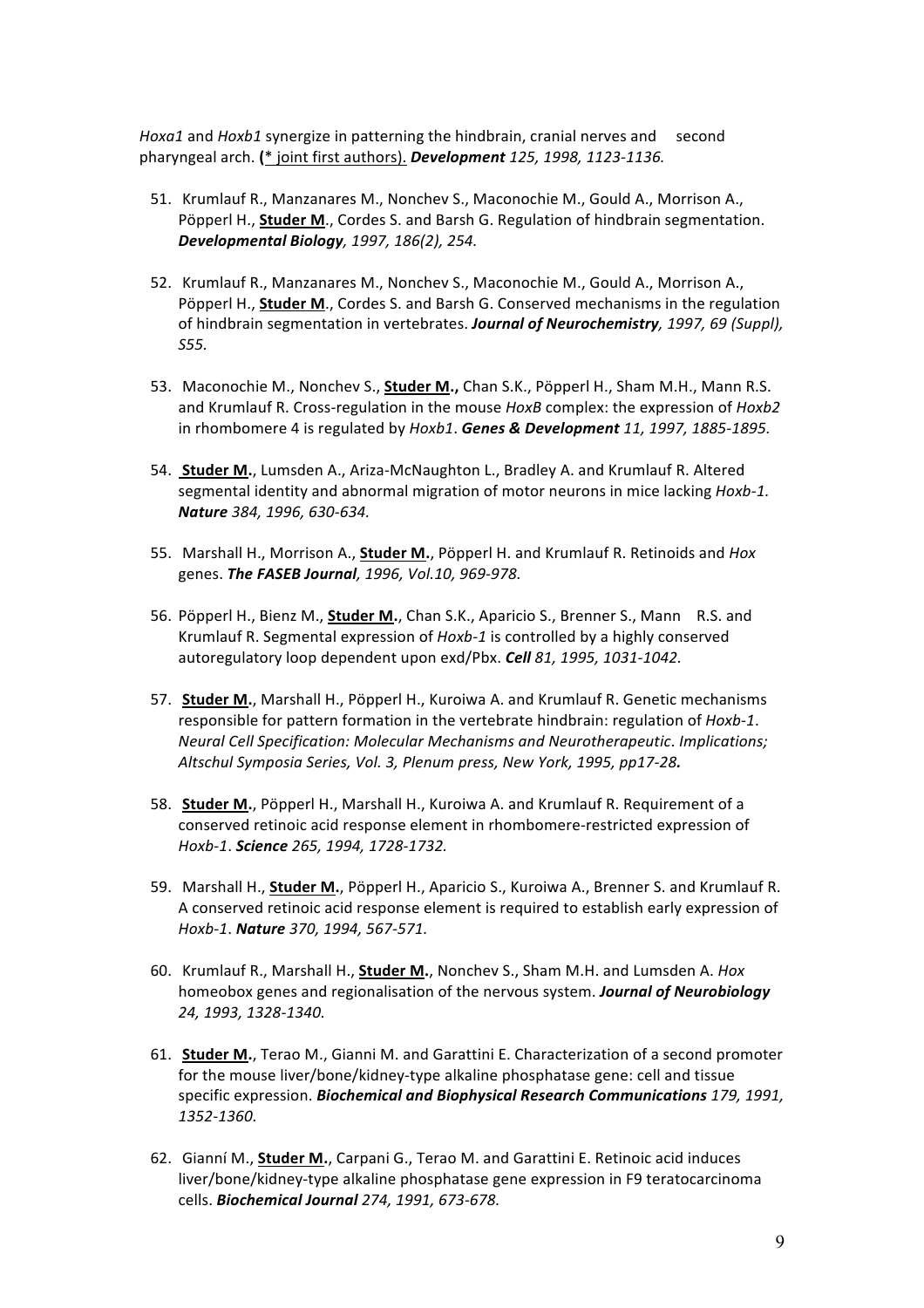*Hoxa1* and *Hoxb1* synergize in patterning the hindbrain, cranial nerves and second pharyngeal arch. (* joint first authors). ***Development*** *125, 1998, 1123-1136.*

51. Krumlauf R., Manzanares M., Nonchev S., Maconochie M., Gould A., Morrison A., Pöpperl H., **Studer M**., Cordes S. and Barsh G. Regulation of hindbrain segmentation. ***Developmental Biology****, 1997, 186(2), 254.*

52. Krumlauf R., Manzanares M., Nonchev S., Maconochie M., Gould A., Morrison A., Pöpperl H., **Studer M**., Cordes S. and Barsh G. Conserved mechanisms in the regulation of hindbrain segmentation in vertebrates. ***Journal of Neurochemistry****, 1997, 69 (Suppl), S55.*

53. Maconochie M., Nonchev S., **Studer M.,** Chan S.K., Pöpperl H., Sham M.H., Mann R.S. and Krumlauf R. Cross-regulation in the mouse *HoxB* complex: the expression of *Hoxb2* in rhombomere 4 is regulated by *Hoxb1*. ***Genes & Development*** *11, 1997, 1885-1895.*

54. **Studer M.**, Lumsden A., Ariza-McNaughton L., Bradley A. and Krumlauf R. Altered segmental identity and abnormal migration of motor neurons in mice lacking *Hoxb-1.* ***Nature*** *384, 1996, 630-634.*

55. Marshall H., Morrison A., **Studer M.**, Pöpperl H. and Krumlauf R. Retinoids and *Hox* genes. ***The FASEB Journal****, 1996, Vol.10, 969-978.*

56. Pöpperl H., Bienz M., **Studer M.**, Chan S.K., Aparicio S., Brenner S., Mann R.S. and Krumlauf R. Segmental expression of *Hoxb-1* is controlled by a highly conserved autoregulatory loop dependent upon exd/Pbx. ***Cell*** *81, 1995, 1031-1042.*

57. **Studer M.**, Marshall H., Pöpperl H., Kuroiwa A. and Krumlauf R. Genetic mechanisms responsible for pattern formation in the vertebrate hindbrain: regulation of *Hoxb-1*. *Neural Cell Specification: Molecular Mechanisms and Neurotherapeutic. Implications; Altschul Symposia Series, Vol. 3, Plenum press, New York, 1995, pp17-28.*

58. **Studer M.**, Pöpperl H., Marshall H., Kuroiwa A. and Krumlauf R. Requirement of a conserved retinoic acid response element in rhombomere-restricted expression of *Hoxb-1*. ***Science*** *265, 1994, 1728-1732.*

59. Marshall H., **Studer M.**, Pöpperl H., Aparicio S., Kuroiwa A., Brenner S. and Krumlauf R. A conserved retinoic acid response element is required to establish early expression of *Hoxb-1*. ***Nature*** *370, 1994, 567-571.*

60. Krumlauf R., Marshall H., **Studer M.**, Nonchev S., Sham M.H. and Lumsden A. *Hox* homeobox genes and regionalisation of the nervous system. ***Journal of Neurobiology*** *24, 1993, 1328-1340.*

61. **Studer M.**, Terao M., Gianni M. and Garattini E. Characterization of a second promoter for the mouse liver/bone/kidney-type alkaline phosphatase gene: cell and tissue specific expression. ***Biochemical and Biophysical Research Communications*** *179, 1991, 1352-1360.*

62. Gianní M., **Studer M.**, Carpani G., Terao M. and Garattini E. Retinoic acid induces liver/bone/kidney-type alkaline phosphatase gene expression in F9 teratocarcinoma cells. ***Biochemical Journal*** *274, 1991, 673-678.*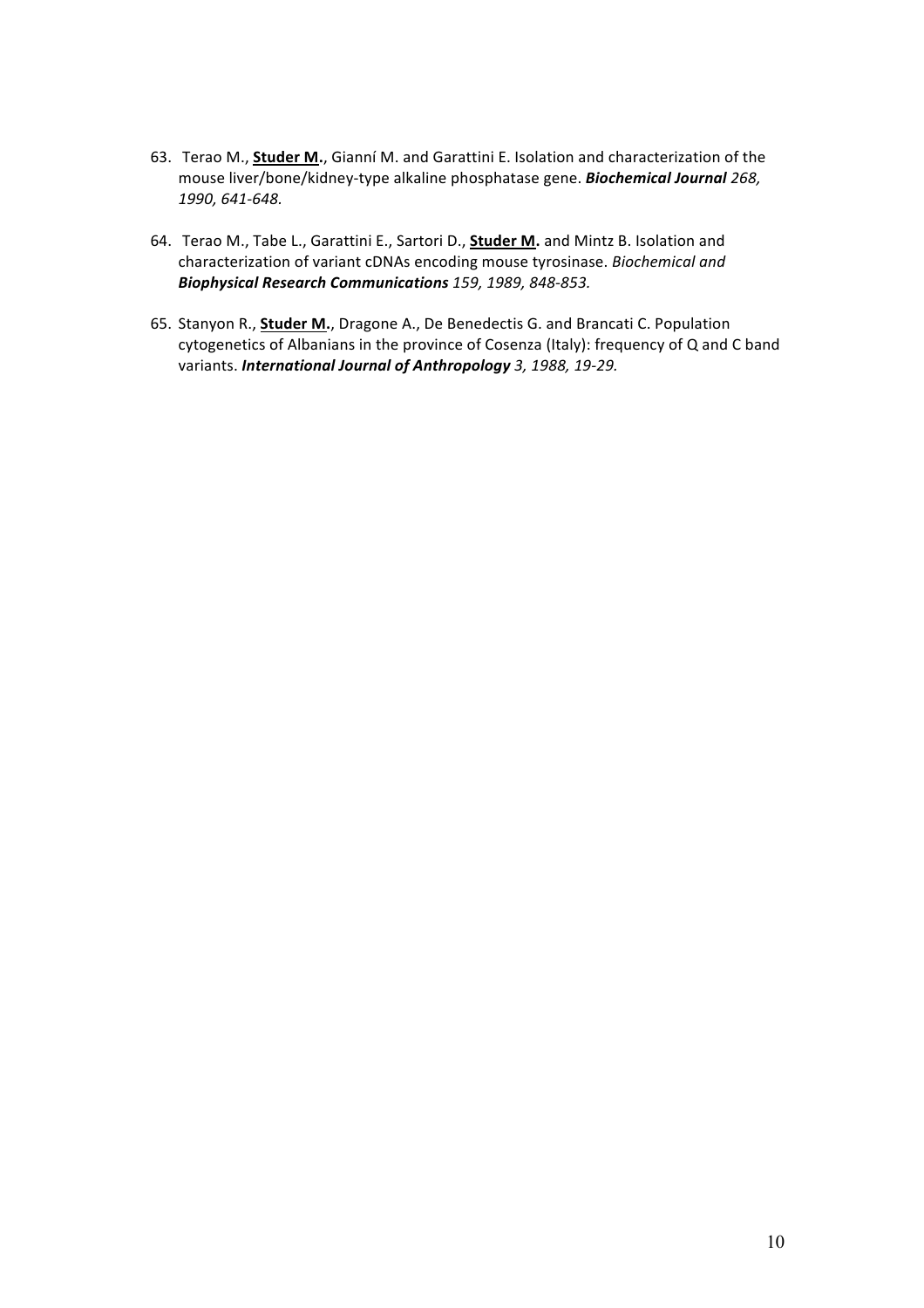63. Terao M., **Studer M.**, Gianní M. and Garattini E. Isolation and characterization of the mouse liver/bone/kidney-type alkaline phosphatase gene. ***Biochemical Journal*** *268, 1990, 641-648.*

64. Terao M., Tabe L., Garattini E., Sartori D., **Studer M.** and Mintz B. Isolation and characterization of variant cDNAs encoding mouse tyrosinase. *Biochemical and* ***Biophysical Research Communications*** *159, 1989, 848-853.*

65. Stanyon R., **Studer M.**, Dragone A., De Benedectis G. and Brancati C. Population cytogenetics of Albanians in the province of Cosenza (Italy): frequency of Q and C band variants. ***International Journal of Anthropology*** *3, 1988, 19-29.*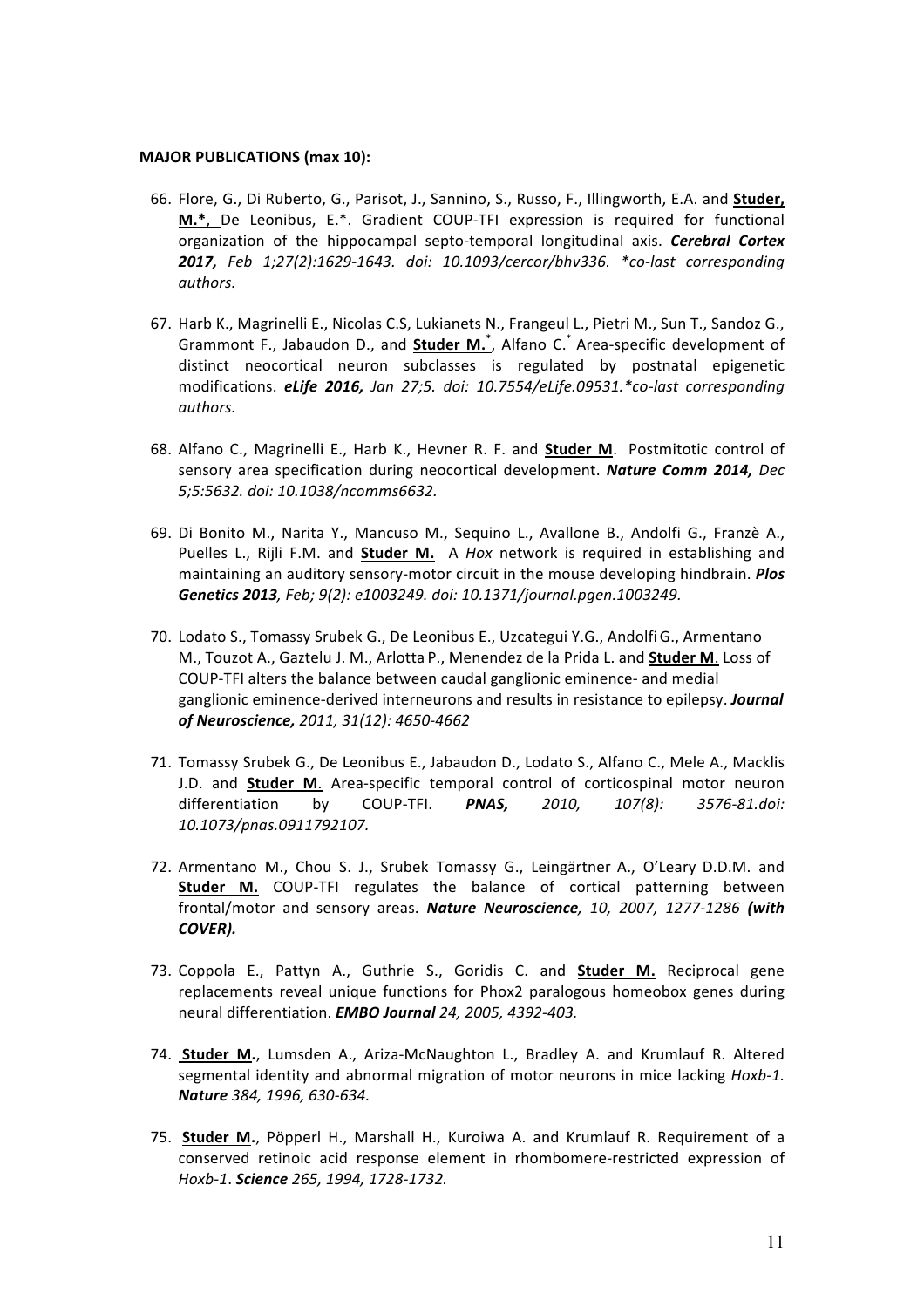**MAJOR PUBLICATIONS (max 10):**

66. Flore, G., Di Ruberto, G., Parisot, J., Sannino, S., Russo, F., Illingworth, E.A. and **Studer, M.***, De Leonibus, E.*. Gradient COUP-TFI expression is required for functional organization of the hippocampal septo-temporal longitudinal axis. ***Cerebral Cortex 2017,*** *Feb 1;27(2):1629-1643. doi: 10.1093/cercor/bhv336. *co-last corresponding authors.*

67. Harb K., Magrinelli E., Nicolas C.S, Lukianets N., Frangeul L., Pietri M., Sun T., Sandoz G., Grammont F., Jabaudon D., and **Studer M.***, Alfano C.* Area-specific development of distinct neocortical neuron subclasses is regulated by postnatal epigenetic modifications. ***eLife 2016,*** *Jan 27;5. doi: 10.7554/eLife.09531.*co-last corresponding authors.*

68. Alfano C., Magrinelli E., Harb K., Hevner R. F. and **Studer M**. Postmitotic control of sensory area specification during neocortical development. ***Nature Comm 2014,*** *Dec 5;5:5632. doi: 10.1038/ncomms6632.*

69. Di Bonito M., Narita Y., Mancuso M., Sequino L., Avallone B., Andolfi G., Franzè A., Puelles L., Rijli F.M. and **Studer M.** A *Hox* network is required in establishing and maintaining an auditory sensory-motor circuit in the mouse developing hindbrain. ***Plos Genetics 2013****, Feb; 9(2): e1003249. doi: 10.1371/journal.pgen.1003249.*

70. Lodato S., Tomassy Srubek G., De Leonibus E., Uzcategui Y.G., Andolfi G., Armentano M., Touzot A., Gaztelu J. M., Arlotta P., Menendez de la Prida L. and **Studer M**. Loss of COUP-TFI alters the balance between caudal ganglionic eminence- and medial ganglionic eminence-derived interneurons and results in resistance to epilepsy. ***Journal of Neuroscience,*** *2011, 31(12): 4650-4662*

71. Tomassy Srubek G., De Leonibus E., Jabaudon D., Lodato S., Alfano C., Mele A., Macklis J.D. and **Studer M**. Area-specific temporal control of corticospinal motor neuron differentiation by COUP-TFI. ***PNAS,*** *2010, 107(8): 3576-81.doi: 10.1073/pnas.0911792107.*

72. Armentano M., Chou S. J., Srubek Tomassy G., Leingärtner A., O'Leary D.D.M. and **Studer M.** COUP-TFI regulates the balance of cortical patterning between frontal/motor and sensory areas. ***Nature Neuroscience****, 10, 2007, 1277-1286* ***(with COVER).***

73. Coppola E., Pattyn A., Guthrie S., Goridis C. and **Studer M.** Reciprocal gene replacements reveal unique functions for Phox2 paralogous homeobox genes during neural differentiation. ***EMBO Journal*** *24, 2005, 4392-403.*

74. **Studer M.**, Lumsden A., Ariza-McNaughton L., Bradley A. and Krumlauf R. Altered segmental identity and abnormal migration of motor neurons in mice lacking *Hoxb-1*. ***Nature*** *384, 1996, 630-634.*

75. **Studer M.**, Pöpperl H., Marshall H., Kuroiwa A. and Krumlauf R. Requirement of a conserved retinoic acid response element in rhombomere-restricted expression of *Hoxb-1*. ***Science*** *265, 1994, 1728-1732.*